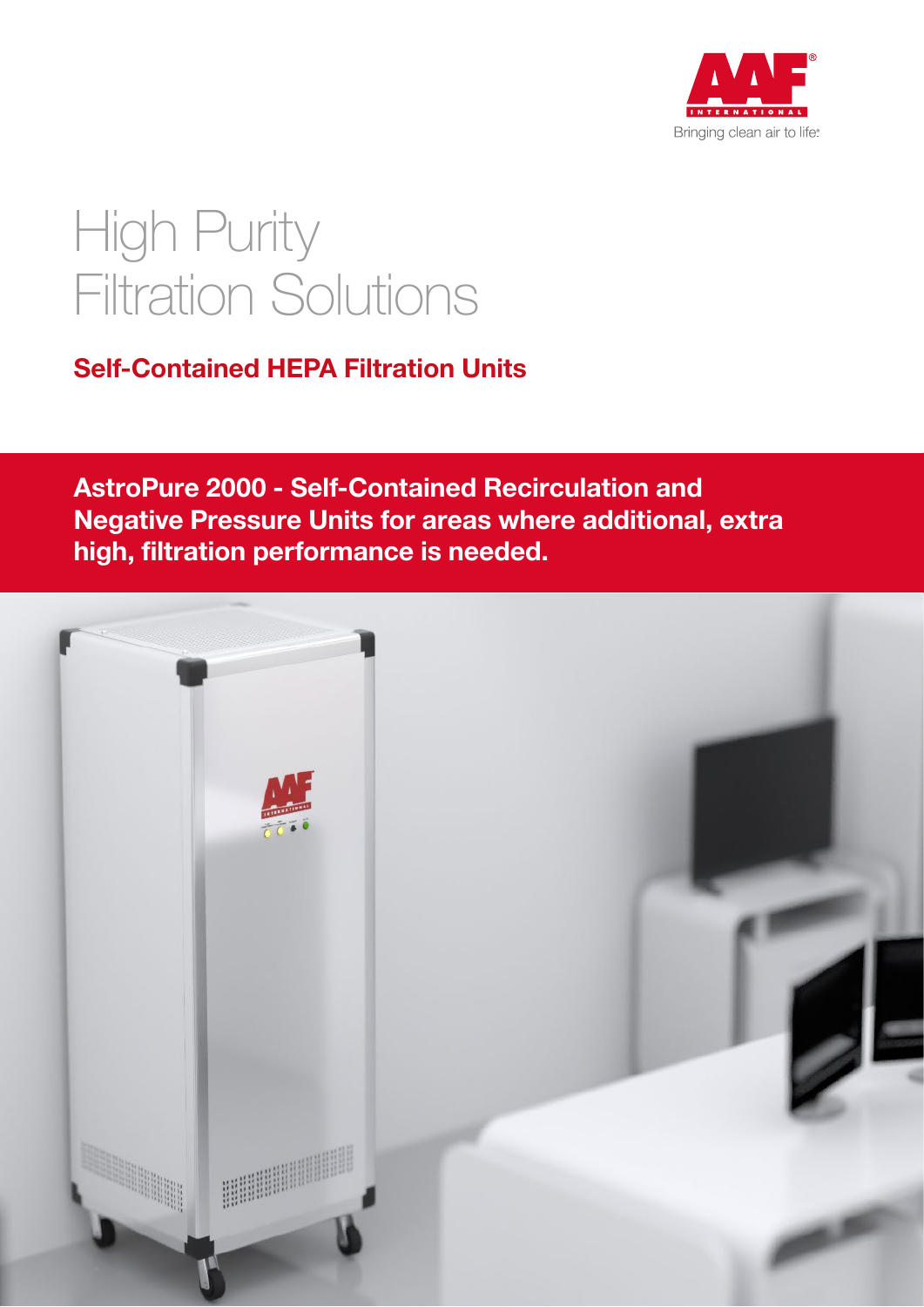AAF INTERNATIONAL

Bringing clean air to life.

# High Purity Filtration Solutions

## Self-Contained HEPA Filtration Units

**AstroPure 2000 - Self-Contained Recirculation and Negative Pressure Units for areas where additional, extra high, filtration performance is needed.**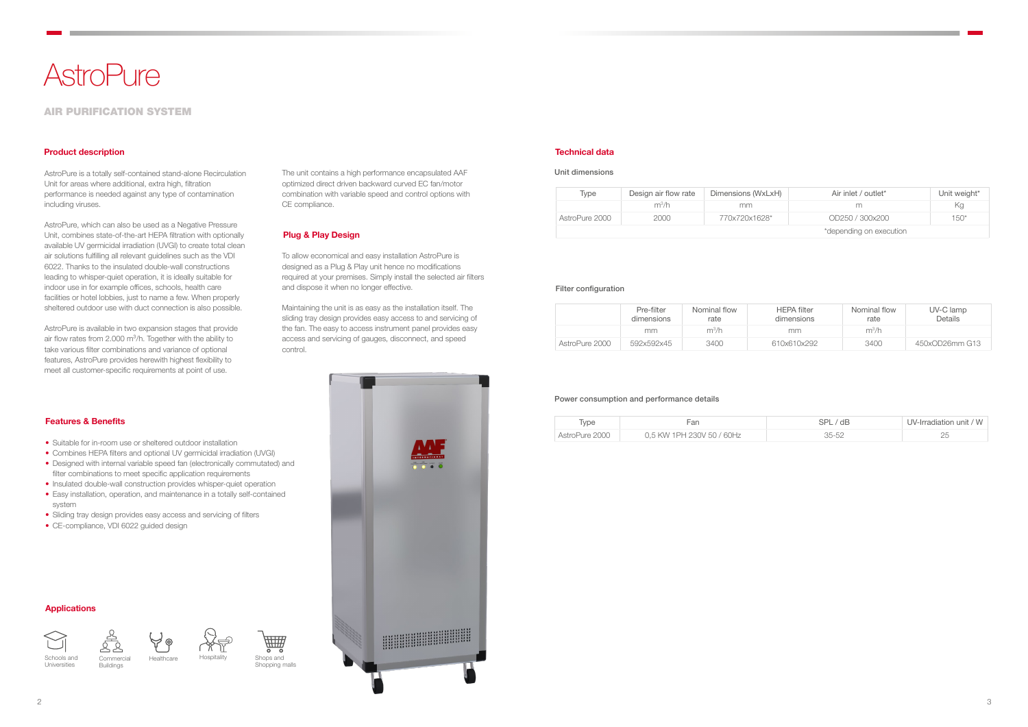# AstroPure

## AIR PURIFICATION SYSTEM

### Product description

AstroPure is a totally self-contained stand-alone Recirculation Unit for areas where additional, extra high, filtration performance is needed against any type of contamination including viruses.

AstroPure, which can also be used as a Negative Pressure Unit, combines state-of-the-art HEPA filtration with optionally available UV germicidal irradiation (UVGI) to create total clean air solutions fulfilling all relevant guidelines such as the VDI 6022. Thanks to the insulated double-wall constructions leading to whisper-quiet operation, it is ideally suitable for indoor use in for example offices, schools, health care facilities or hotel lobbies, just to name a few. When properly sheltered outdoor use with duct connection is also possible.

AstroPure is available in two expansion stages that provide air flow rates from 2.000 m³/h. Together with the ability to take various filter combinations and variance of optional features, AstroPure provides herewith highest flexibility to meet all customer-specific requirements at point of use.

The unit contains a high performance encapsulated AAF optimized direct driven backward curved EC fan/motor combination with variable speed and control options with CE compliance.

### Plug & Play Design

To allow economical and easy installation AstroPure is designed as a Plug & Play unit hence no modifications required at your premises. Simply install the selected air filters and dispose it when no longer effective.

Maintaining the unit is as easy as the installation itself. The sliding tray design provides easy access to and servicing of the fan. The easy to access instrument panel provides easy access and servicing of gauges, disconnect, and speed control.

### Features & Benefits

- Suitable for in-room use or sheltered outdoor installation
- Combines HEPA filters and optional UV germicidal irradiation (UVGI)
- Designed with internal variable speed fan (electronically commutated) and filter combinations to meet specific application requirements
- Insulated double-wall construction provides whisper-quiet operation
- Easy installation, operation, and maintenance in a totally self-contained system
- Sliding tray design provides easy access and servicing of filters
- CE-compliance, VDI 6022 guided design

### Applications

Schools and Universities · Commercial Buildings · Healthcare · Hospitality · Shops and Shopping malls

### Technical data

#### Unit dimensions

| Type | Design air flow rate | Dimensions (WxLxH) | Air inlet / outlet* | Unit weight* |
|---|---|---|---|---|
| | m³/h | mm | m | Kg |
| AstroPure 2000 | 2000 | 770x720x1628* | OD250 / 300x200 | 150* |
| *depending on execution | | | | |

#### Filter configuration

| | Pre-filter dimensions | Nominal flow rate | HEPA filter dimensions | Nominal flow rate | UV-C lamp Details |
|---|---|---|---|---|---|
| | mm | m³/h | mm | m³/h | |
| AstroPure 2000 | 592x592x45 | 3400 | 610x610x292 | 3400 | 450xOD26mm G13 |

#### Power consumption and performance details

| Type | Fan | SPL / dB | UV-Irradiation unit / W |
|---|---|---|---|
| AstroPure 2000 | 0,5 KW 1PH 230V 50 / 60Hz | 35-52 | 25 |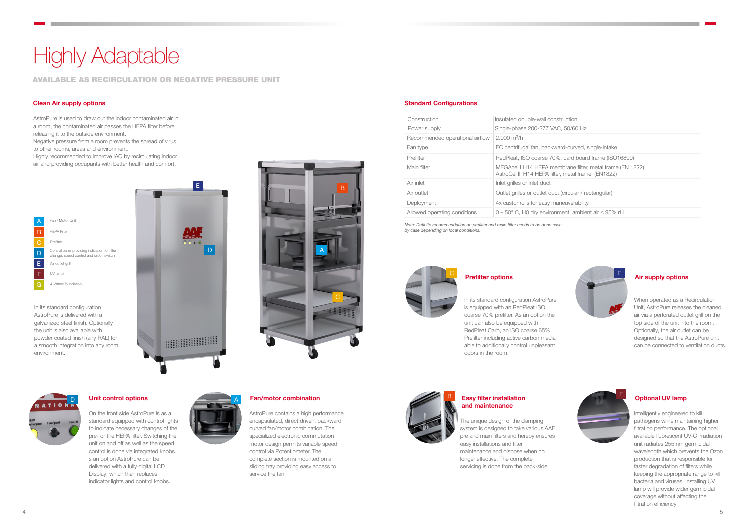# Highly Adaptable

## AVAILABLE AS RECIRCULATION OR NEGATIVE PRESSURE UNIT

### Clean Air supply options

AstroPure is used to draw out the indoor contaminated air in a room, the contaminated air passes the HEPA filter before releasing it to the outside environment.
Negative pressure from a room prevents the spread of virus to other rooms, areas and environment.
Highly recommended to improve IAQ by recirculating indoor air and providing occupants with better health and comfort.

- A Fan / Motor Unit
- B HEPA Filter
- C Prefilter
- D Control panel providing indication for filter change, speed control and on/off switch
- E Air outlet grill
- F UV lamp
- G 4-Wheel foundation

In its standard configuration AstroPure is delivered with a galvanized steel finish. Optionally the unit is also available with powder coated finish (any RAL) for a smooth integration into any room environment.

### Standard Configurations

| | |
|---|---|
| Construction | Insulated double-wall construction |
| Power supply | Single-phase 200-277 VAC, 50/60 Hz |
| Recommended operational airflow | 2.000 $m^3/h$ |
| Fan type | EC centrifugal fan, backward-curved, single-intake |
| Prefilter | RedPleat, ISO coarse 70%, card board frame (ISO16890) |
| Main filter | MEGAcel I H14 HEPA membrane filter, metal frame (EN 1822)<br>AstroCel III H14 HEPA filter, metal frame (EN1822) |
| Air inlet | Inlet grilles or inlet duct |
| Air outlet | Outlet grilles or outlet duct (circular / rectangular) |
| Deployment | 4x castor rolls for easy maneuverability |
| Allowed operating conditions | 0 – 50° C, H0 dry environment, ambient air ≤ 95% rH |

*Note: Definite recommendation on prefilter and main filter needs to be done case by case depending on local conditions.*

### C Prefilter options

In its standard configuration AstroPure is equipped with an RedPleat ISO coarse 70% prefilter. As an option the unit can also be equipped with RedPleat Carb, an ISO coarse 65% Prefilter including active carbon media able to additionally control unpleasant odors in the room.

### E Air supply options

When operated as a Recirculation Unit, AstroPure releases the cleaned air via a perforated outlet grill on the top side of the unit into the room. Optionally, the air outlet can be designed so that the AstroPure unit can be connected to ventilation ducts.

### D Unit control options

On the front side AstroPure is as a standard equipped with control lights to indicate necessary changes of the pre- or the HEPA filter. Switching the unit on and off as well as the speed control is done via integrated knobs. s an option AstroPure can be delivered with a fully digital LCD Display, which then replaces indicator lights and control knobs.

### A Fan/motor combination

AstroPure contains a high performance encapsulated, direct driven, backward curved fan/motor combination. The specialized electronic commutation motor design permits variable speed control via Potentiometer. The complete section is mounted on a sliding tray providing easy access to service the fan.

### B Easy filter installation and maintenance

The unique design of the clamping system is designed to take various AAF pre and main filters and hereby ensures easy installations and filter maintenance and dispose when no longer effective. The complete servicing is done from the back-side.

### F Optional UV lamp

Intelligently engineered to kill pathogens while maintaining higher filtration performance. The optional available fluorescent UV-C irradiation unit radiates 255 nm germicidal wavelength which prevents the Ozon production that is responsible for faster degradation of filters while keeping the appropriate range to kill bacteria and viruses. Installing UV lamp will provide wider germicidal coverage without affecting the filtration efficiency.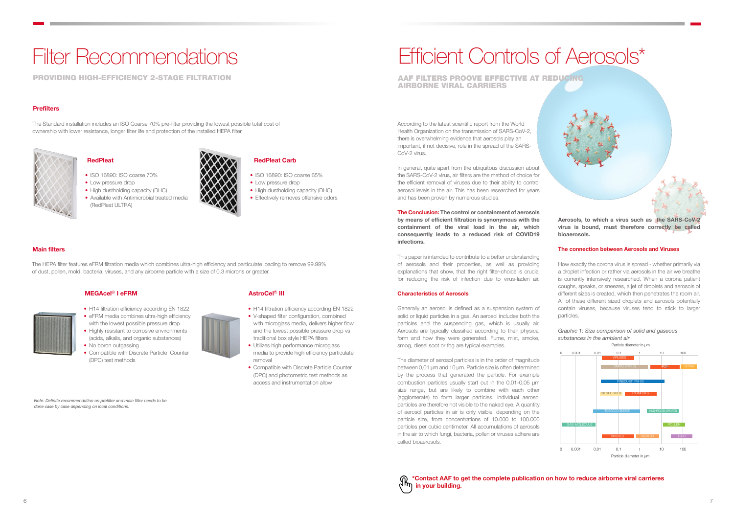# Filter Recommendations

## PROVIDING HIGH-EFFICIENCY 2-STAGE FILTRATION

### Prefilters

The Standard installation includes an ISO Coarse 70% pre-filter providing the lowest possible total cost of ownership with lower resistance, longer filter life and protection of the installed HEPA filter.

#### RedPleat

- ISO 16890: ISO coarse 70%
- Low pressure drop
- High dustholding capacity (DHC)
- Available with Antimicrobial treated media (RedPleat ULTRA)

#### RedPleat Carb

- ISO 16890: ISO coarse 65%
- Low pressure drop
- High dustholding capacity (DHC)
- Effectively removes offensive odors

### Main filters

The HEPA filter features eFRM filtration media which combines ultra-high efficiency and particulate loading to remove 99.99% of dust, pollen, mold, bacteria, viruses, and any airborne particle with a size of 0.3 microns or greater.

#### MEGAcel® I eFRM

- H14 filtration efficiency according EN 1822
- eFRM media combines ultra-high efficiency with the lowest possible pressure drop
- Highly resistant to corrosive environments (acids, alkalis, and organic substances)
- No boron outgassing
- Compatible with Discrete Particle Counter (DPC) test methods

#### AstroCel® III

- H14 filtration efficiency according EN 1822
- V-shaped filter configuration, combined with microglass media, delivers higher flow and the lowest possible pressure drop vs traditional box style HEPA filters
- Utilizes high performance microglass media to provide high efficiency particulate removal
- Compatible with Discrete Particle Counter (DPC) and photometric test methods as access and instrumentation allow

*Note: Definite recommendation on prefilter and main filter needs to be done case by case depending on local conditions.*

# Efficient Controls of Aerosols*

## AAF FILTERS PROOVE EFFECTIVE AT REDUCING AIRBORNE VIRAL CARRIERS

According to the latest scientific report from the World Health Organization on the transmission of SARS-CoV-2, there is overwhelming evidence that aerosols play an important, if not decisive, role in the spread of the SARS-CoV-2 virus.

In general, quite apart from the ubiquitous discussion about the SARS-CoV-2 virus, air filters are the method of choice for the efficient removal of viruses due to their ability to control aerosol levels in the air. This has been researched for years and has been proven by numerous studies.

**The Conclusion: The control or containment of aerosols by means of efficient filtration is synonymous with the containment of the viral load in the air, which consequently leads to a reduced risk of COVID19 infections.**

This paper is intended to contribute to a better understanding of aerosols and their properties, as well as providing explanations that show, that the right filter-choice is crucial for reducing the risk of infection due to virus-laden air.

### Characteristics of Aerosols

Generally an aerosol is defined as a suspension system of solid or liquid particles in a gas. An aerosol includes both the particles and the suspending gas, which is usually air. Aerosols are typically classified according to their physical form and how they were generated. Fume, mist, smoke, smog, diesel soot or fog are typical examples.

The diameter of aerosol particles is in the order of magnitude between 0,01 µm and 10 µm. Particle size is often determined by the process that generated the particle. For example combustion particles usually start out in the 0,01-0,05 µm size range, but are likely to combine with each other (agglomerate) to form larger particles. Individual aerosol particles are therefore not visible to the naked eye. A quantity of aerosol particles in air is only visible, depending on the particle size, from concentrations of 10.000 to 100.000 particles per cubic centimeter. All accumulations of aerosols in the air to which fungi, bacteria, pollen or viruses adhere are called bioaerosols.

**Aerosols, to which a virus such as the SARS-CoV-2 virus is bound, must therefore correctly be called bioaerosols.**

### The connection between Aerosols and Viruses

How exactly the corona virus is spread - whether primarily via a droplet infection or rather via aerosols in the air we breathe is currently intensively researched. When a corona patient coughs, speaks, or sneezes, a jet of droplets and aerosols of different sizes is created, which then penetrates the room air. All of these different sized droplets and aerosols potentially contain viruses, because viruses tend to stick to larger particles.

*Graphic 1: Size comparison of solid and gaseous substances in the ambient air*

Particle diameter in µm

0 | 0.001 | 0.01 | 0.1 | 1 | 10 | 100

VIRUSES; SMOG (PM2,5); FOG; SPRAY; FINEDUST (PM10); DIESEL SOOT; PIGMENTS; TOBACCO SMOKE; MUSHROOM SPORTS; GAS MOLECULE; POLLEN; VIRUSES; BACTERIA; HAIR

**\*Contact AAF to get the complete publication on how to reduce airborne viral carrieres in your building.**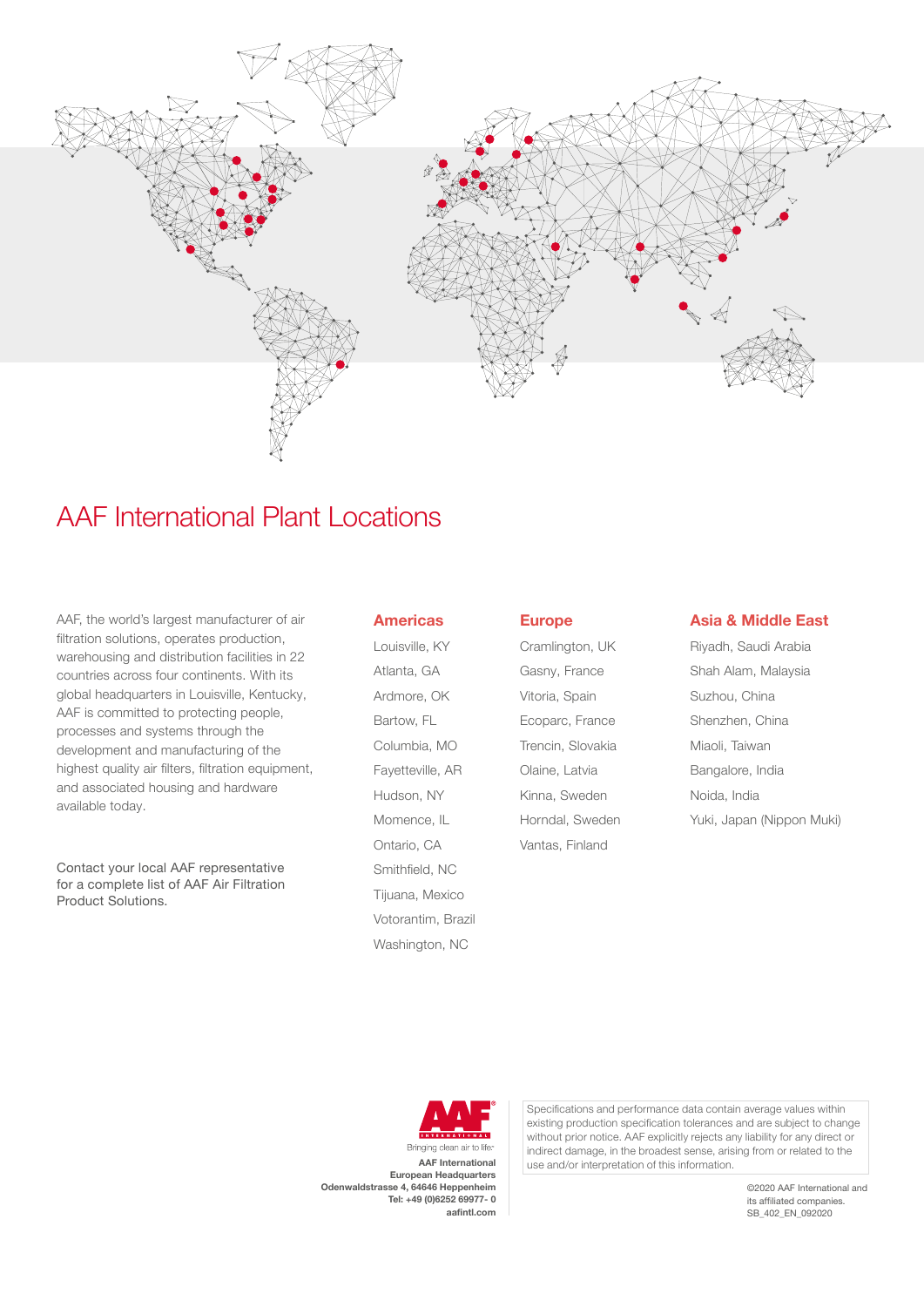# AAF International Plant Locations

AAF, the world's largest manufacturer of air filtration solutions, operates production, warehousing and distribution facilities in 22 countries across four continents. With its global headquarters in Louisville, Kentucky, AAF is committed to protecting people, processes and systems through the development and manufacturing of the highest quality air filters, filtration equipment, and associated housing and hardware available today.

Contact your local AAF representative for a complete list of AAF Air Filtration Product Solutions.

## Americas

Louisville, KY
Atlanta, GA
Ardmore, OK
Bartow, FL
Columbia, MO
Fayetteville, AR
Hudson, NY
Momence, IL
Ontario, CA
Smithfield, NC
Tijuana, Mexico
Votorantim, Brazil
Washington, NC

## Europe

Cramlington, UK
Gasny, France
Vitoria, Spain
Ecoparc, France
Trencin, Slovakia
Olaine, Latvia
Kinna, Sweden
Horndal, Sweden
Vantas, Finland

## Asia & Middle East

Riyadh, Saudi Arabia
Shah Alam, Malaysia
Suzhou, China
Shenzhen, China
Miaoli, Taiwan
Bangalore, India
Noida, India
Yuki, Japan (Nippon Muki)

Bringing clean air to life.

**AAF International**
**European Headquarters**
**Odenwaldstrasse 4, 64646 Heppenheim**
**Tel: +49 (0)6252 69977- 0**
**aafintl.com**

Specifications and performance data contain average values within existing production specification tolerances and are subject to change without prior notice. AAF explicitly rejects any liability for any direct or indirect damage, in the broadest sense, arising from or related to the use and/or interpretation of this information.

©2020 AAF International and its affiliated companies.
SB_402_EN_092020